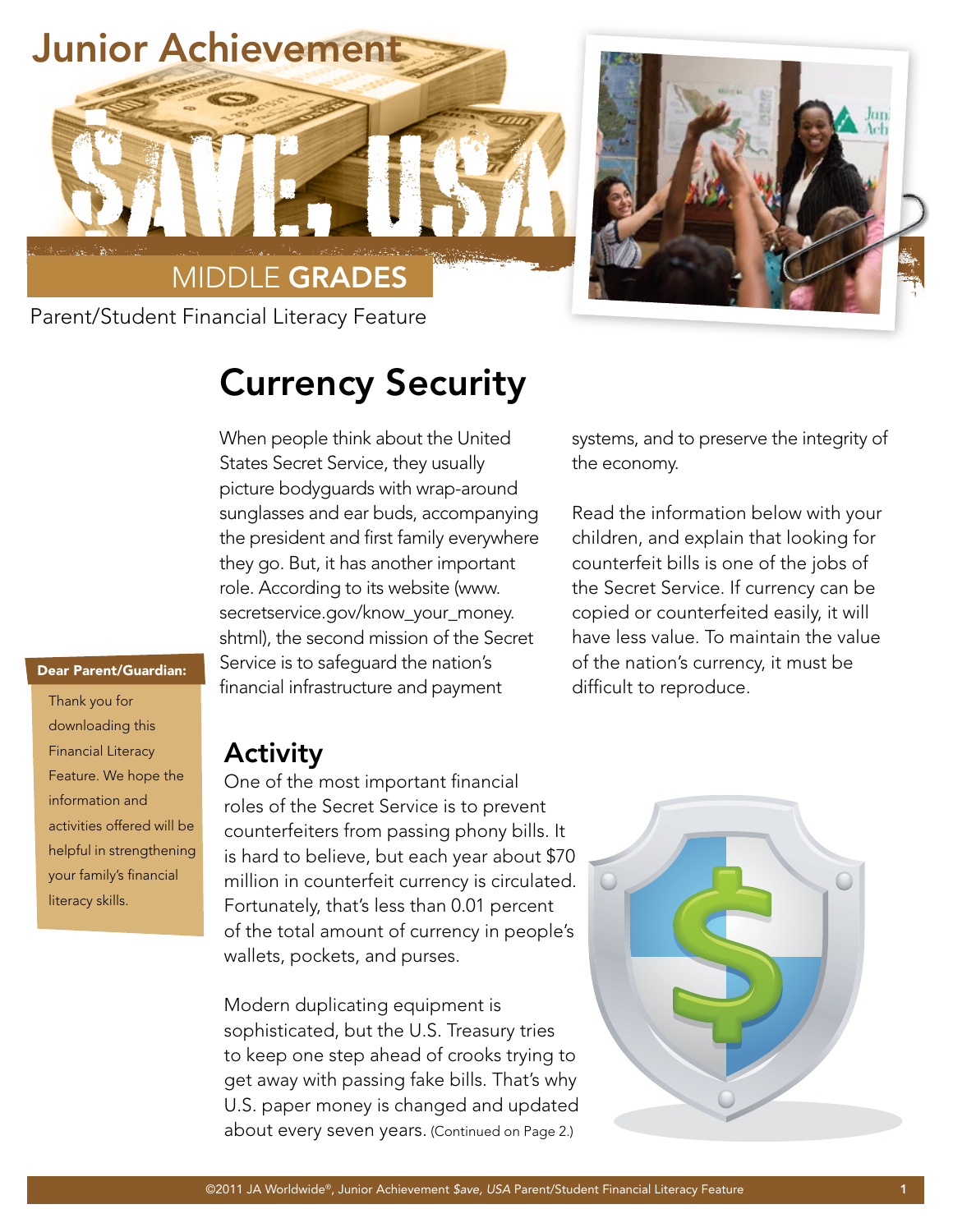# Junior Achievement

# $AVE, USA

## MIDDLE GRADES

Parent/Student Financial Literacy Feature

**Dear Parent/Guardian:**

Thank you for downloading this Financial Literacy Feature. We hope the information and activities offered will be helpful in strengthening your family's financial literacy skills.

# Currency Security

When people think about the United States Secret Service, they usually picture bodyguards with wrap-around sunglasses and ear buds, accompanying the president and first family everywhere they go. But, it has another important role. According to its website (www.secretservice.gov/know_your_money.shtml), the second mission of the Secret Service is to safeguard the nation's financial infrastructure and payment systems, and to preserve the integrity of the economy.

Read the information below with your children, and explain that looking for counterfeit bills is one of the jobs of the Secret Service. If currency can be copied or counterfeited easily, it will have less value. To maintain the value of the nation's currency, it must be difficult to reproduce.

## Activity

One of the most important financial roles of the Secret Service is to prevent counterfeiters from passing phony bills. It is hard to believe, but each year about $70 million in counterfeit currency is circulated. Fortunately, that's less than 0.01 percent of the total amount of currency in people's wallets, pockets, and purses.

Modern duplicating equipment is sophisticated, but the U.S. Treasury tries to keep one step ahead of crooks trying to get away with passing fake bills. That's why U.S. paper money is changed and updated about every seven years. (Continued on Page 2.)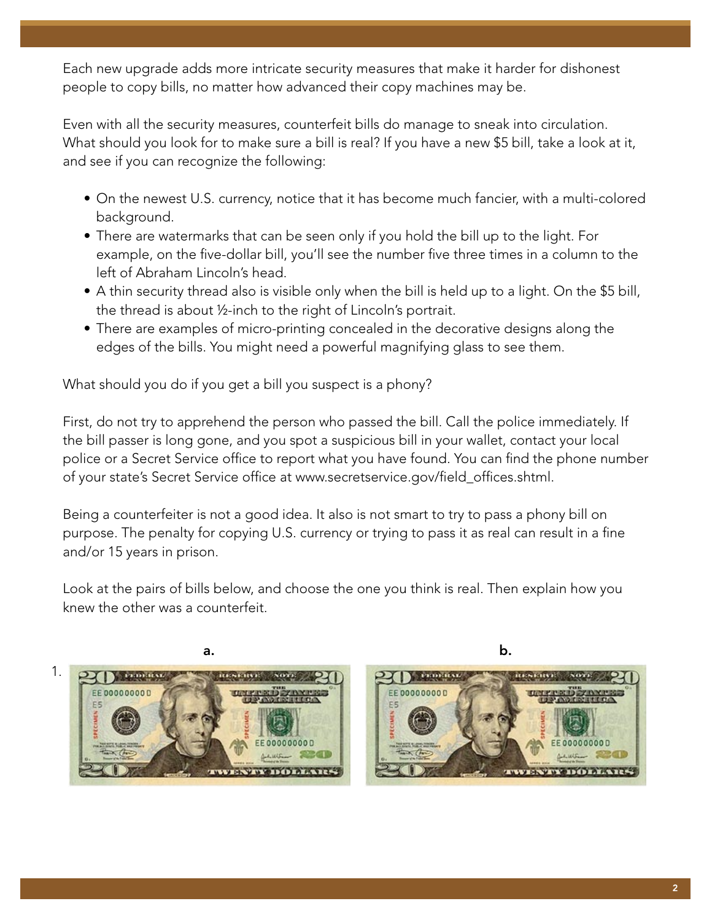Each new upgrade adds more intricate security measures that make it harder for dishonest people to copy bills, no matter how advanced their copy machines may be.

Even with all the security measures, counterfeit bills do manage to sneak into circulation. What should you look for to make sure a bill is real? If you have a new $5 bill, take a look at it, and see if you can recognize the following:

- On the newest U.S. currency, notice that it has become much fancier, with a multi-colored background.
- There are watermarks that can be seen only if you hold the bill up to the light. For example, on the five-dollar bill, you'll see the number five three times in a column to the left of Abraham Lincoln's head.
- A thin security thread also is visible only when the bill is held up to a light. On the $5 bill, the thread is about ½-inch to the right of Lincoln's portrait.
- There are examples of micro-printing concealed in the decorative designs along the edges of the bills. You might need a powerful magnifying glass to see them.

What should you do if you get a bill you suspect is a phony?

First, do not try to apprehend the person who passed the bill. Call the police immediately. If the bill passer is long gone, and you spot a suspicious bill in your wallet, contact your local police or a Secret Service office to report what you have found. You can find the phone number of your state's Secret Service office at www.secretservice.gov/field_offices.shtml.

Being a counterfeiter is not a good idea. It also is not smart to try to pass a phony bill on purpose. The penalty for copying U.S. currency or trying to pass it as real can result in a fine and/or 15 years in prison.

Look at the pairs of bills below, and choose the one you think is real. Then explain how you knew the other was a counterfeit.

1. **a.** **b.**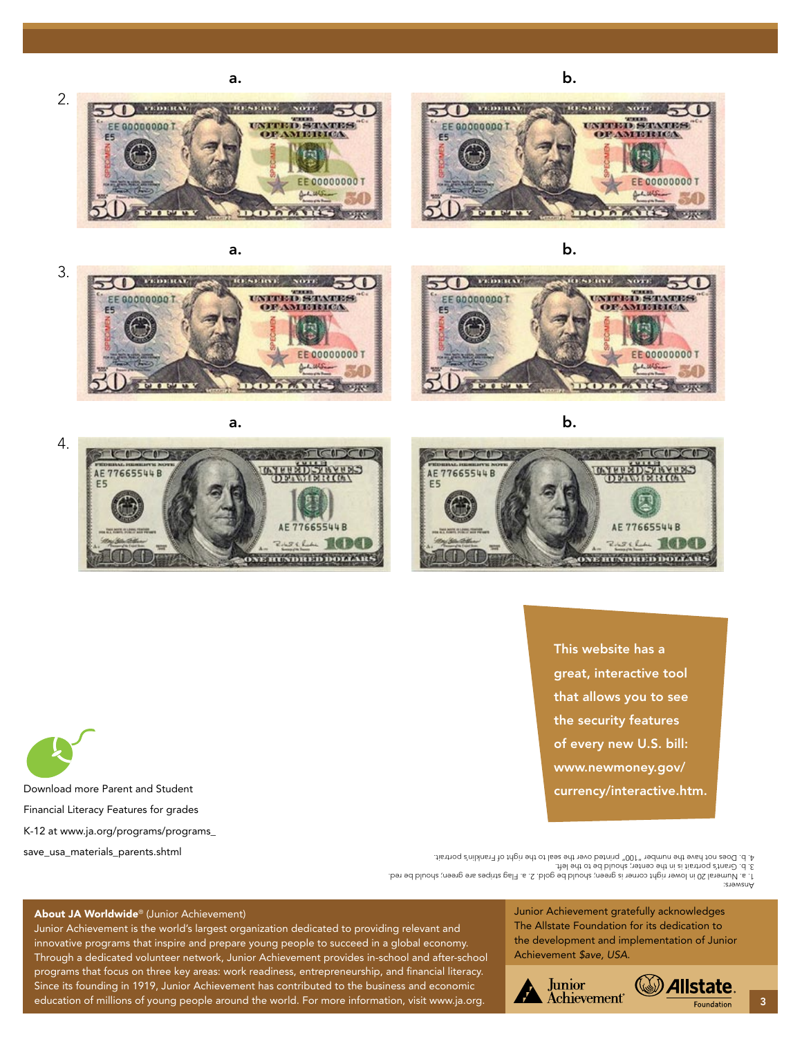2. a. b.

3. a. b.

4. a. b.

Download more Parent and Student Financial Literacy Features for grades K-12 at www.ja.org/programs/programs_save_usa_materials_parents.shtml

**This website has a great, interactive tool that allows you to see the security features of every new U.S. bill: www.newmoney.gov/currency/interactive.htm.**

Answers:
1. a. Numeral 20 in lower right corner is green; should be gold. 2. a. Flag stripes are green; should be red.
3. b. Grant's portrait is in the center; should be to the left.
4. b. Does not have the number "100" printed over the seal to the right of Franklin's portrait.

**About JA Worldwide**® (Junior Achievement)
Junior Achievement is the world's largest organization dedicated to providing relevant and innovative programs that inspire and prepare young people to succeed in a global economy. Through a dedicated volunteer network, Junior Achievement provides in-school and after-school programs that focus on three key areas: work readiness, entrepreneurship, and financial literacy. Since its founding in 1919, Junior Achievement has contributed to the business and economic education of millions of young people around the world. For more information, visit www.ja.org.

Junior Achievement gratefully acknowledges The Allstate Foundation for its dedication to the development and implementation of Junior Achievement *$ave, USA.*

Junior Achievement

Allstate Foundation